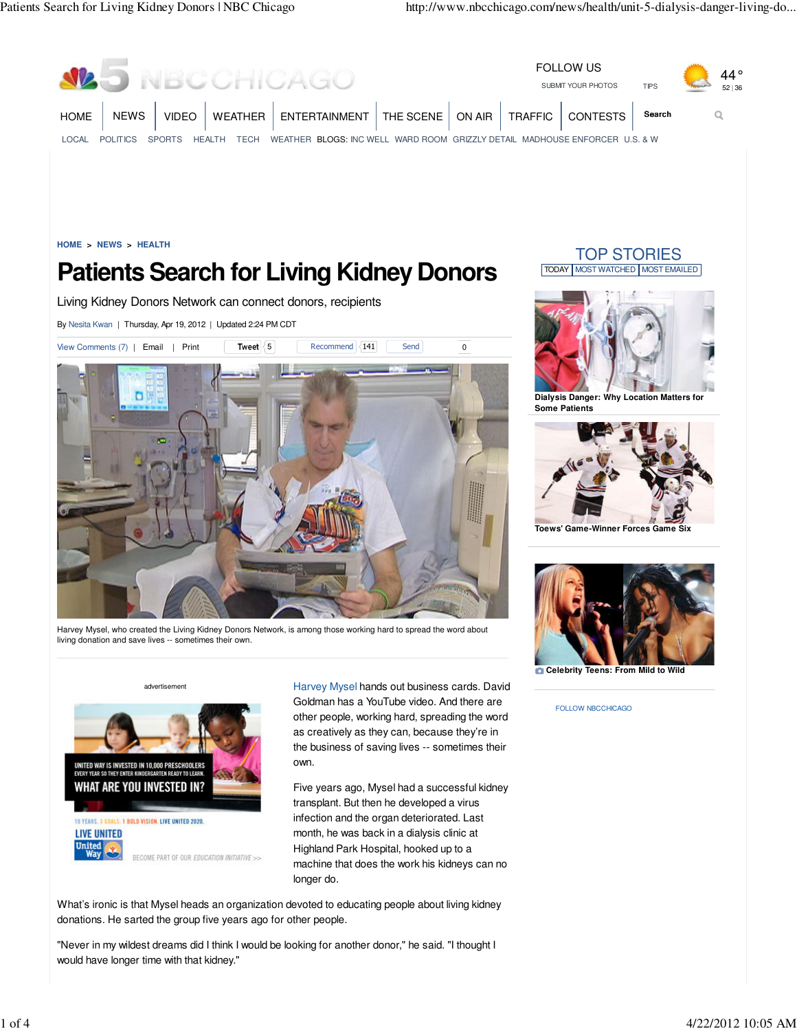HOME > NEWS > HEALTH

# Patients Search for Living Kidney Donors

Living Kidney Donors Network can connect donors, recipients

By Nesita Kwan | Thursday, Apr 19, 2012 | Updated 2:24 PM CDT

Harvey Mysel, who created the Living Kidney Donors Network, is among those working hard to spread the word about living donation and save lives -- sometimes their own.

Harvey Mysel hands out business cards. David Goldman has a YouTube video. And there are other people, working hard, spreading the word as creatively as they can, because they're in the business of saving lives -- sometimes their own.

Five years ago, Mysel had a successful kidney transplant. But then he developed a virus infection and the organ deteriorated. Last month, he was back in a dialysis clinic at Highland Park Hospital, hooked up to a machine that does the work his kidneys can no longer do.

What's ironic is that Mysel heads an organization devoted to educating people about living kidney donations. He sarted the group five years ago for other people.

"Never in my wildest dreams did I think I would be looking for another donor," he said. "I thought I would have longer time with that kidney."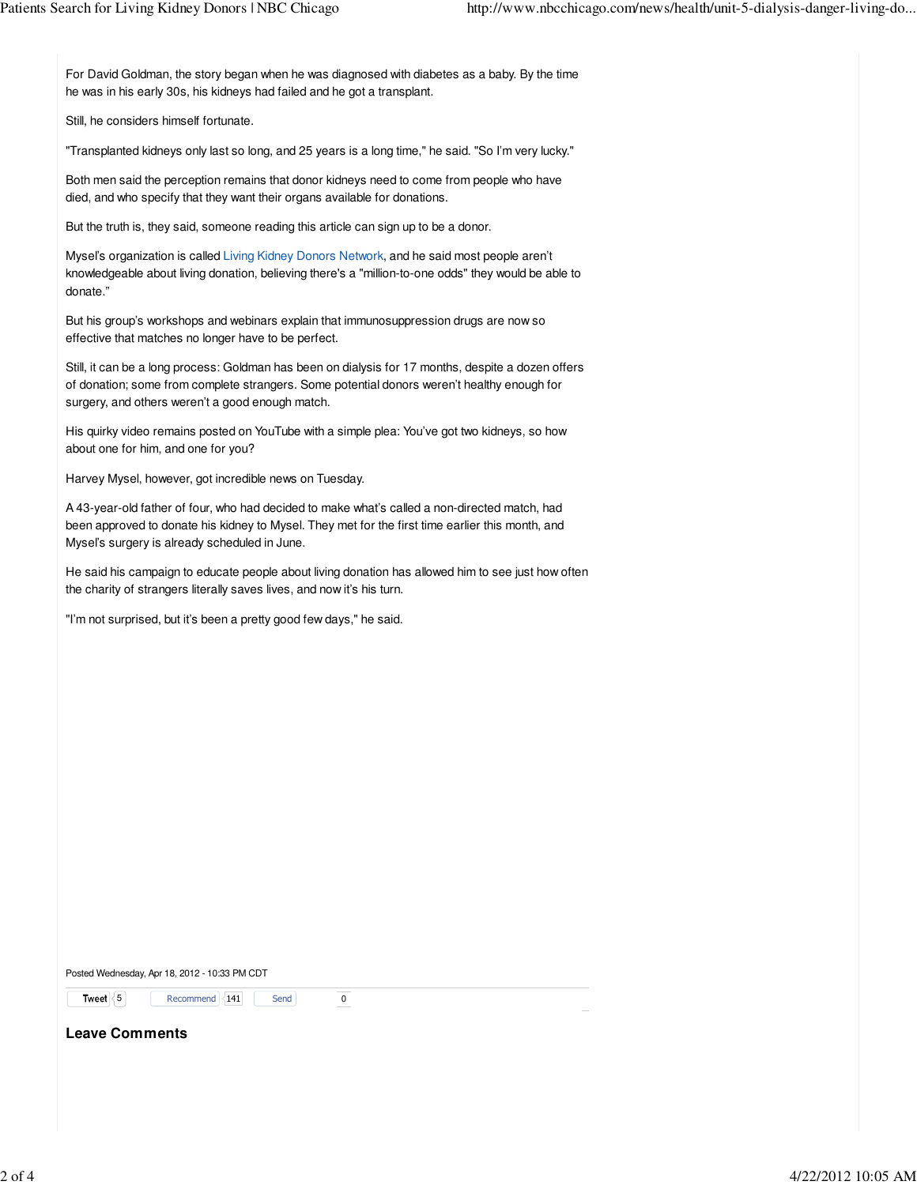For David Goldman, the story began when he was diagnosed with diabetes as a baby. By the time he was in his early 30s, his kidneys had failed and he got a transplant.

Still, he considers himself fortunate.

"Transplanted kidneys only last so long, and 25 years is a long time," he said. "So I'm very lucky."

Both men said the perception remains that donor kidneys need to come from people who have died, and who specify that they want their organs available for donations.

But the truth is, they said, someone reading this article can sign up to be a donor.

Mysel's organization is called Living Kidney Donors Network, and he said most people aren't knowledgeable about living donation, believing there's a "million-to-one odds" they would be able to donate."

But his group's workshops and webinars explain that immunosuppression drugs are now so effective that matches no longer have to be perfect.

Still, it can be a long process: Goldman has been on dialysis for 17 months, despite a dozen offers of donation; some from complete strangers. Some potential donors weren't healthy enough for surgery, and others weren't a good enough match.

His quirky video remains posted on YouTube with a simple plea: You've got two kidneys, so how about one for him, and one for you?

Harvey Mysel, however, got incredible news on Tuesday.

A 43-year-old father of four, who had decided to make what's called a non-directed match, had been approved to donate his kidney to Mysel. They met for the first time earlier this month, and Mysel's surgery is already scheduled in June.

He said his campaign to educate people about living donation has allowed him to see just how often the charity of strangers literally saves lives, and now it's his turn.

"I'm not surprised, but it's been a pretty good few days," he said.

Posted Wednesday, Apr 18, 2012 - 10:33 PM CDT

Tweet 5 Recommend 141 Send 0

### Leave Comments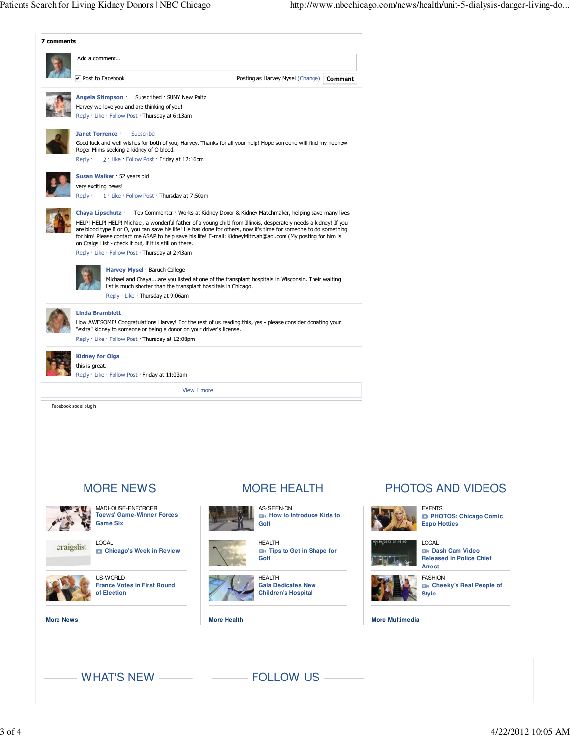**7 comments**

Add a comment...

Post to Facebook — Posting as Harvey Mysel (Change) — Comment

**Angela Stimpson** · Subscribed · SUNY New Paltz

Harvey we love you and are thinking of you!

Reply · Like · Follow Post · Thursday at 6:13am

**Janet Torrence** · Subscribe

Good luck and well wishes for both of you, Harvey. Thanks for all your help! Hope someone will find my nephew Roger Mims seeking a kidney of O blood.

Reply · 2 · Like · Follow Post · Friday at 12:16pm

**Susan Walker** · 52 years old

very exciting news!

Reply · 1 · Like · Follow Post · Thursday at 7:50am

**Chaya Lipschutz** · Top Commenter · Works at Kidney Donor & Kidney Matchmaker, helping save many lives

HELP! HELP! HELP! Michael, a wonderful father of a young child from Illinois, desperately needs a kidney! If you are blood type B or O, you can save his life! He has done for others, now it's time for someone to do something for him! Please contact me ASAP to help save his life! E-mail: KidneyMitzvah@aol.com (My posting for him is on Craigs List - check it out, if it is still on there.

Reply · Like · Follow Post · Thursday at 2:43am

> **Harvey Mysel** · Baruch College
>
> Michael and Chaya....are you listed at one of the transplant hospitals in Wisconsin. Their waiting list is much shorter than the transplant hospitals in Chicago.
>
> Reply · Like · Thursday at 9:06am

**Linda Bramblett**

How AWESOME! Congratulations Harvey! For the rest of us reading this, yes - please consider donating your "extra" kidney to someone or being a donor on your driver's license.

Reply · Like · Follow Post · Thursday at 12:08pm

**Kidney for Olga**

this is great.

Reply · Like · Follow Post · Friday at 11:03am

View 1 more

Facebook social plugin

## MORE NEWS

MADHOUSE-ENFORCER
**Toews' Game-Winner Forces Game Six**

LOCAL
**Chicago's Week in Review**

US-WORLD
**France Votes in First Round of Election**

**More News**

## MORE HEALTH

AS-SEEN-ON
**How to Introduce Kids to Golf**

HEALTH
**Tips to Get in Shape for Golf**

HEALTH
**Gala Dedicates New Children's Hospital**

**More Health**

## PHOTOS AND VIDEOS

EVENTS
**PHOTOS: Chicago Comic Expo Hotties**

LOCAL
**Dash Cam Video Released in Police Chief Arrest**

FASHION
**Cheeky's Real People of Style**

**More Multimedia**

## WHAT'S NEW

## FOLLOW US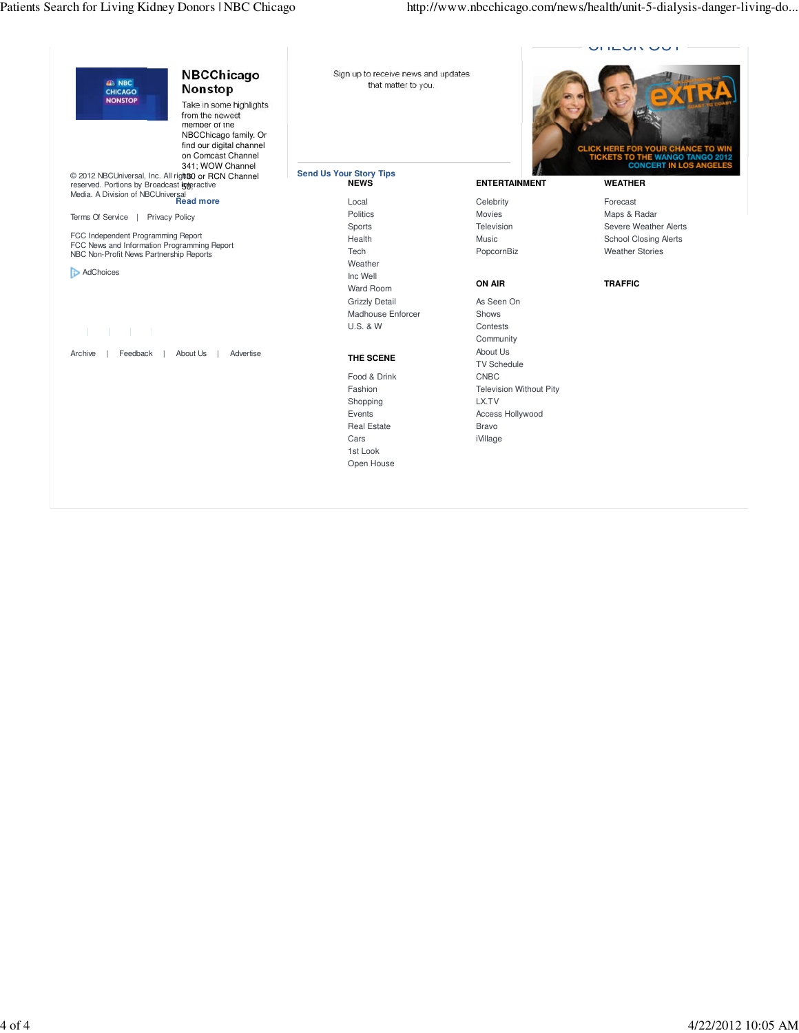**NBCChicago Nonstop**

Take in some highlights from the newest member of the NBCChicago family. Or find our digital channel on Comcast Channel 341; WOW Channel 130 or RCN Channel 50.

**Read more**

© 2012 NBCUniversal, Inc. All rights reserved. Portions by Broadcast Interactive Media. A Division of NBCUniversal

Terms Of Service | Privacy Policy

FCC Independent Programming Report
FCC News and Information Programming Report
NBC Non-Profit News Partnership Reports

AdChoices

Archive | Feedback | About Us | Advertise

Sign up to receive news and updates that matter to you.

**Send Us Your Story Tips**

CHECK OUT

CLICK HERE FOR YOUR CHANCE TO WIN TICKETS TO THE WANGO TANGO 2012 CONCERT IN LOS ANGELES

**NEWS**

- Local
- Politics
- Sports
- Health
- Tech
- Weather
- Inc Well
- Ward Room
- Grizzly Detail
- Madhouse Enforcer
- U.S. & W

**THE SCENE**

- Food & Drink
- Fashion
- Shopping
- Events
- Real Estate
- Cars
- 1st Look
- Open House

**ENTERTAINMENT**

- Celebrity
- Movies
- Television
- Music
- PopcornBiz

**ON AIR**

- As Seen On
- Shows
- Contests
- Community
- About Us
- TV Schedule
- CNBC
- Television Without Pity
- LX.TV
- Access Hollywood
- Bravo
- iVillage

**WEATHER**

- Forecast
- Maps & Radar
- Severe Weather Alerts
- School Closing Alerts
- Weather Stories

**TRAFFIC**